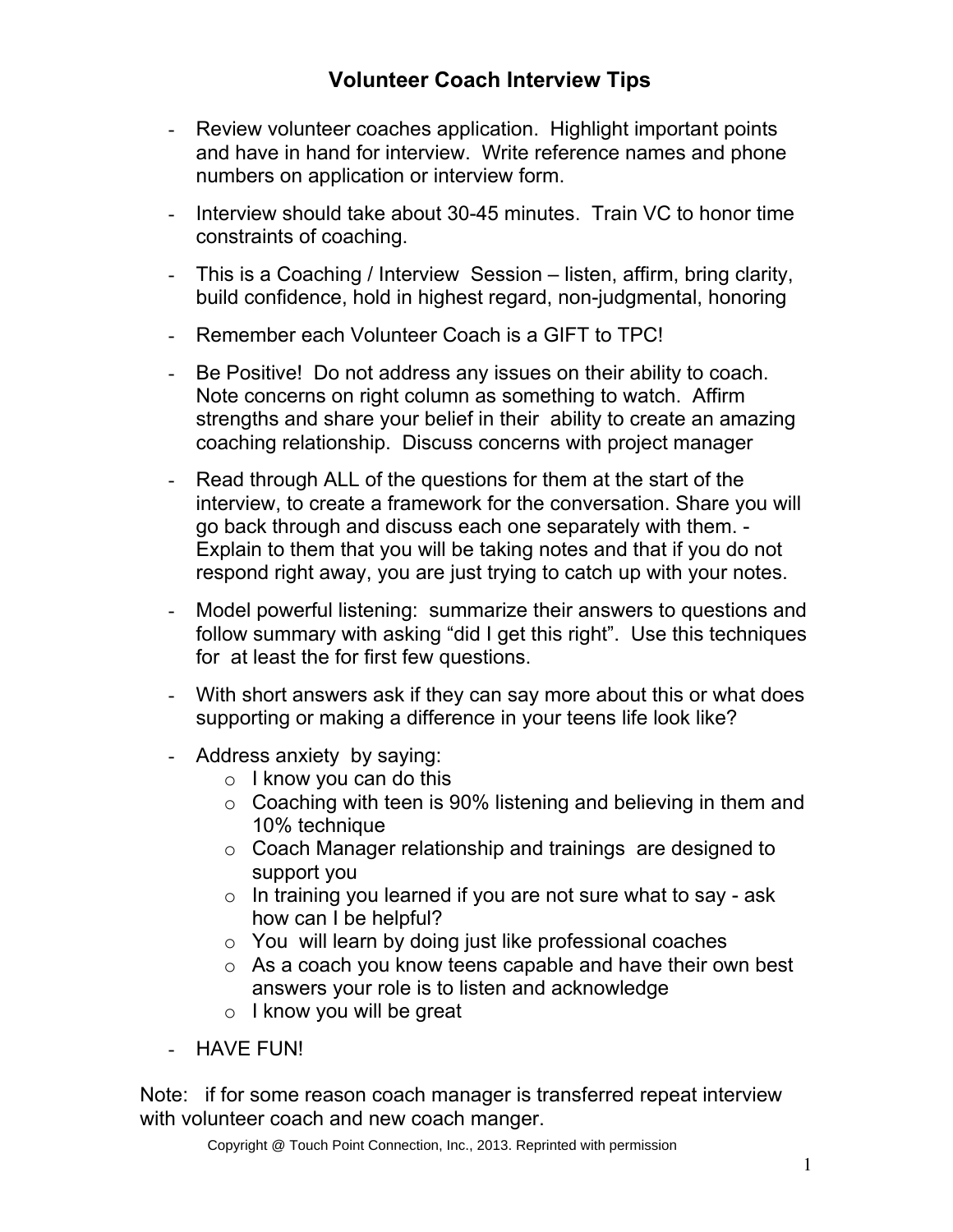# Volunteer Coach Interview Tips

- Review volunteer coaches application. Highlight important points and have in hand for interview. Write reference names and phone numbers on application or interview form.
- Interview should take about 30-45 minutes. Train VC to honor time constraints of coaching.
- This is a Coaching / Interview Session – listen, affirm, bring clarity, build confidence, hold in highest regard, non-judgmental, honoring
- Remember each Volunteer Coach is a GIFT to TPC!
- Be Positive! Do not address any issues on their ability to coach. Note concerns on right column as something to watch. Affirm strengths and share your belief in their ability to create an amazing coaching relationship. Discuss concerns with project manager
- Read through ALL of the questions for them at the start of the interview, to create a framework for the conversation. Share you will go back through and discuss each one separately with them. - Explain to them that you will be taking notes and that if you do not respond right away, you are just trying to catch up with your notes.
- Model powerful listening: summarize their answers to questions and follow summary with asking "did I get this right". Use this techniques for at least the for first few questions.
- With short answers ask if they can say more about this or what does supporting or making a difference in your teens life look like?
- Address anxiety by saying:
  - I know you can do this
  - Coaching with teen is 90% listening and believing in them and 10% technique
  - Coach Manager relationship and trainings are designed to support you
  - In training you learned if you are not sure what to say - ask how can I be helpful?
  - You will learn by doing just like professional coaches
  - As a coach you know teens capable and have their own best answers your role is to listen and acknowledge
  - I know you will be great
- HAVE FUN!

Note: if for some reason coach manager is transferred repeat interview with volunteer coach and new coach manger.

Copyright @ Touch Point Connection, Inc., 2013. Reprinted with permission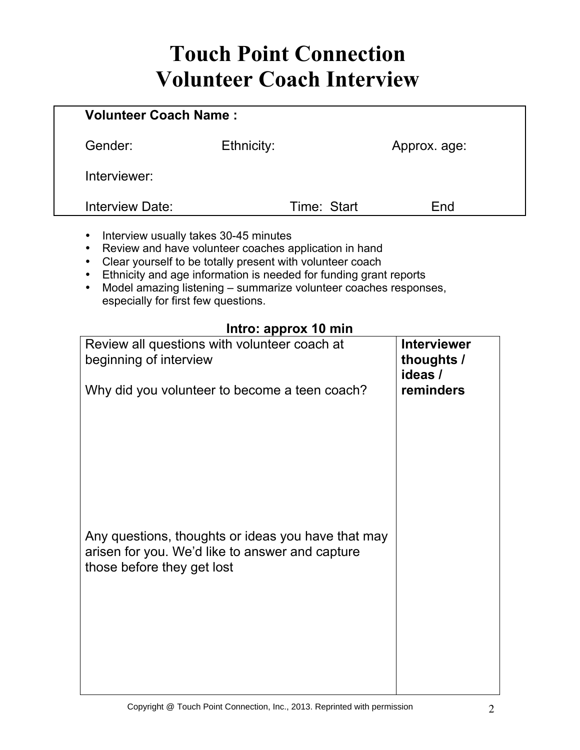# Touch Point Connection
# Volunteer Coach Interview

| **Volunteer Coach Name :** | | |
|---|---|---|
| Gender: | Ethnicity: | Approx. age: |
| Interviewer: | | |
| Interview Date: | Time: Start | End |

- Interview usually takes 30-45 minutes
- Review and have volunteer coaches application in hand
- Clear yourself to be totally present with volunteer coach
- Ethnicity and age information is needed for funding grant reports
- Model amazing listening – summarize volunteer coaches responses, especially for first few questions.

**Intro: approx 10 min**

| Review all questions with volunteer coach at beginning of interview<br><br>Why did you volunteer to become a teen coach?<br><br><br><br>Any questions, thoughts or ideas you have that may arisen for you. We'd like to answer and capture those before they get lost | **Interviewer thoughts / ideas / reminders** |
|---|---|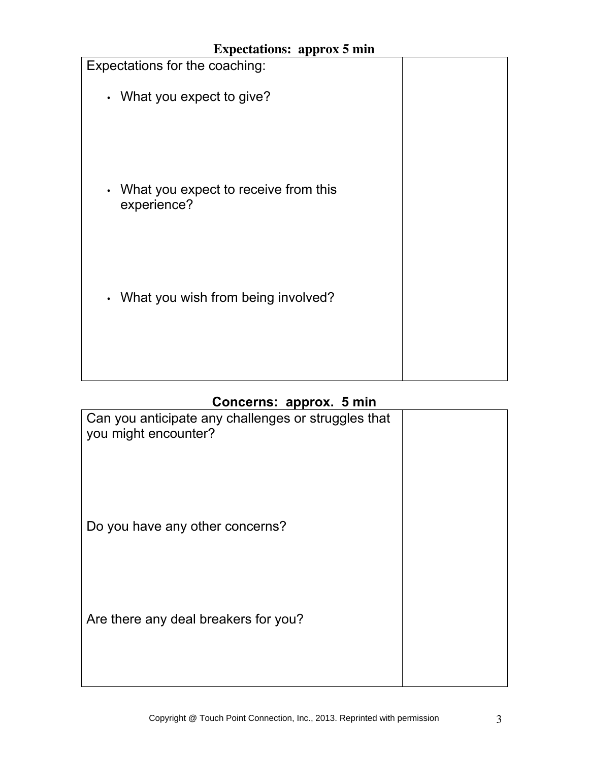## Expectations: approx 5 min

| Expectations for the coaching:<br><br>• What you expect to give?<br><br>• What you expect to receive from this experience?<br><br>• What you wish from being involved? | |
|---|---|

## Concerns: approx. 5 min

| Can you anticipate any challenges or struggles that you might encounter?<br><br>Do you have any other concerns?<br><br>Are there any deal breakers for you? | |
|---|---|

Copyright @ Touch Point Connection, Inc., 2013. Reprinted with permission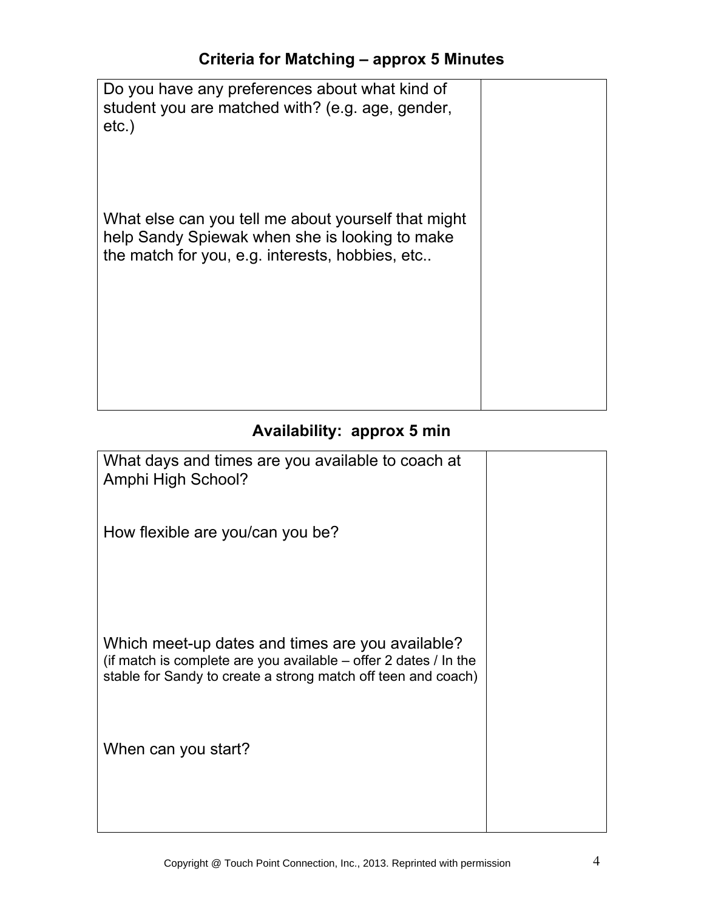## Criteria for Matching – approx 5 Minutes

| | |
|---|---|
| Do you have any preferences about what kind of student you are matched with? (e.g. age, gender, etc.)<br><br>What else can you tell me about yourself that might help Sandy Spiewak when she is looking to make the match for you, e.g. interests, hobbies, etc.. | |

## Availability: approx 5 min

| | |
|---|---|
| What days and times are you available to coach at Amphi High School?<br><br>How flexible are you/can you be?<br><br>Which meet-up dates and times are you available? (if match is complete are you available – offer 2 dates / In the stable for Sandy to create a strong match off teen and coach)<br><br>When can you start? | |

Copyright @ Touch Point Connection, Inc., 2013. Reprinted with permission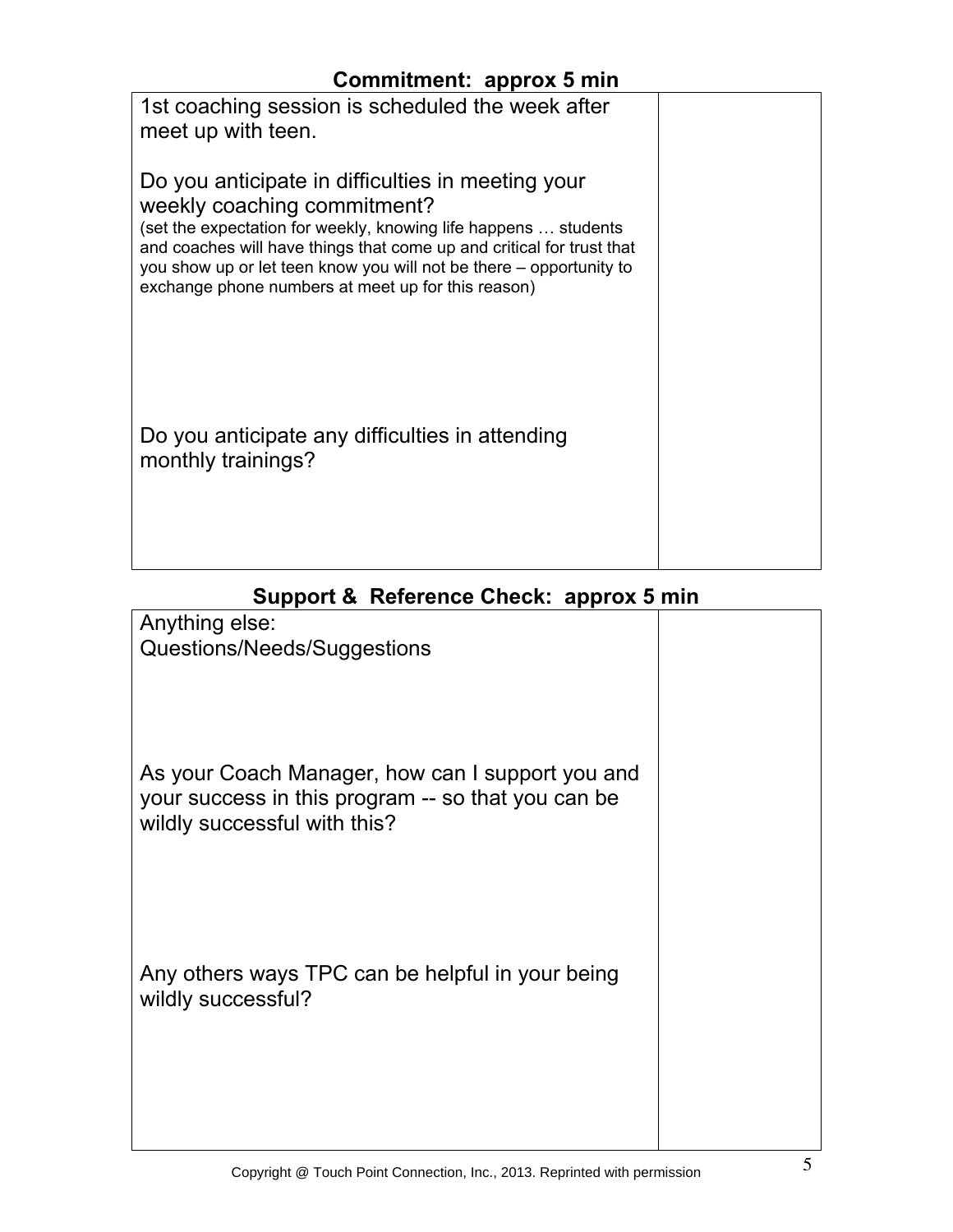## Commitment: approx 5 min

| | |
|---|---|
| 1st coaching session is scheduled the week after meet up with teen.<br><br>Do you anticipate in difficulties in meeting your weekly coaching commitment?<br>(set the expectation for weekly, knowing life happens … students and coaches will have things that come up and critical for trust that you show up or let teen know you will not be there – opportunity to exchange phone numbers at meet up for this reason)<br><br>Do you anticipate any difficulties in attending monthly trainings? | |

## Support & Reference Check: approx 5 min

| | |
|---|---|
| Anything else:<br>Questions/Needs/Suggestions<br><br>As your Coach Manager, how can I support you and your success in this program -- so that you can be wildly successful with this?<br><br>Any others ways TPC can be helpful in your being wildly successful? | |

Copyright @ Touch Point Connection, Inc., 2013. Reprinted with permission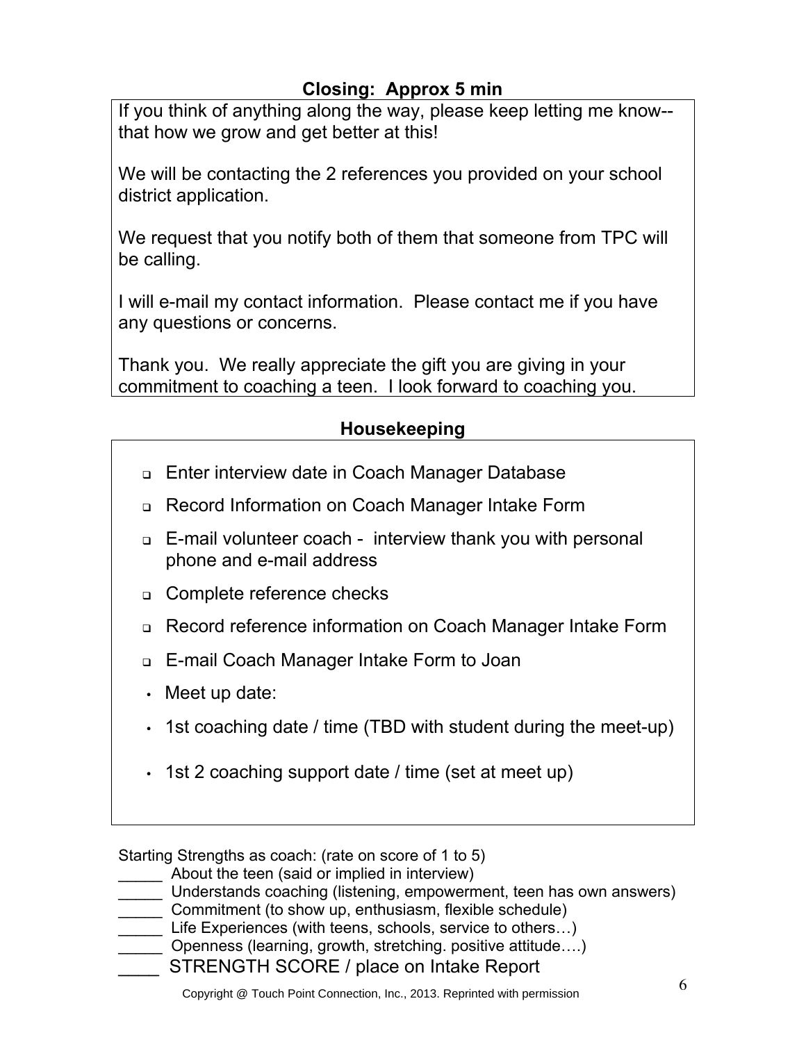## Closing: Approx 5 min

If you think of anything along the way, please keep letting me know--that how we grow and get better at this!

We will be contacting the 2 references you provided on your school district application.

We request that you notify both of them that someone from TPC will be calling.

I will e-mail my contact information. Please contact me if you have any questions or concerns.

Thank you. We really appreciate the gift you are giving in your commitment to coaching a teen. I look forward to coaching you.

## Housekeeping

- ☐ Enter interview date in Coach Manager Database
- ☐ Record Information on Coach Manager Intake Form
- ☐ E-mail volunteer coach - interview thank you with personal phone and e-mail address
- ☐ Complete reference checks
- ☐ Record reference information on Coach Manager Intake Form
- ☐ E-mail Coach Manager Intake Form to Joan
- Meet up date:
- 1st coaching date / time (TBD with student during the meet-up)
- 1st 2 coaching support date / time (set at meet up)

Starting Strengths as coach: (rate on score of 1 to 5)

_____ About the teen (said or implied in interview)
_____ Understands coaching (listening, empowerment, teen has own answers)
_____ Commitment (to show up, enthusiasm, flexible schedule)
_____ Life Experiences (with teens, schools, service to others…)
_____ Openness (learning, growth, stretching. positive attitude….)
____ STRENGTH SCORE / place on Intake Report

Copyright @ Touch Point Connection, Inc., 2013. Reprinted with permission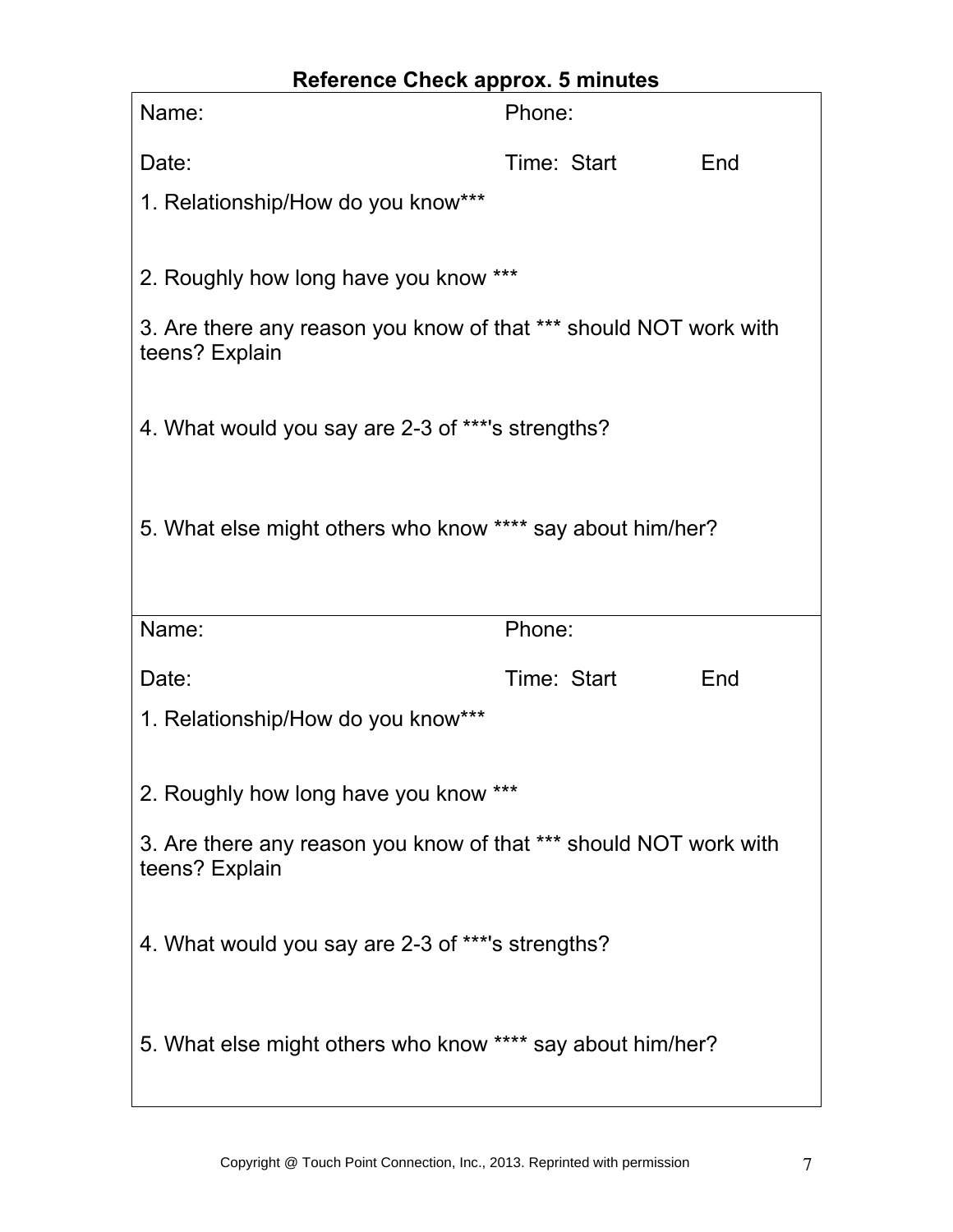## Reference Check approx. 5 minutes

Name: Phone:

Date: Time: Start End

1. Relationship/How do you know***

2. Roughly how long have you know ***

3. Are there any reason you know of that *** should NOT work with teens? Explain

4. What would you say are 2-3 of ***'s strengths?

5. What else might others who know **** say about him/her?

---

Name: Phone:

Date: Time: Start End

1. Relationship/How do you know***

2. Roughly how long have you know ***

3. Are there any reason you know of that *** should NOT work with teens? Explain

4. What would you say are 2-3 of ***'s strengths?

5. What else might others who know **** say about him/her?

Copyright @ Touch Point Connection, Inc., 2013. Reprinted with permission